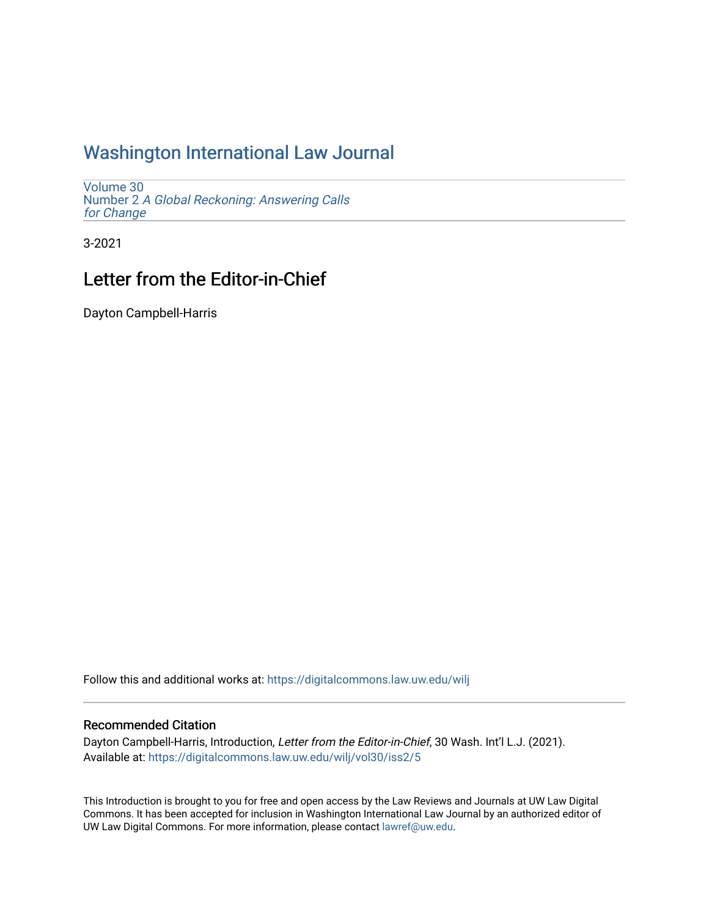# Washington International Law Journal

Volume 30
Number 2 *A Global Reckoning: Answering Calls for Change*

3-2021

## Letter from the Editor-in-Chief

Dayton Campbell-Harris

Follow this and additional works at: https://digitalcommons.law.uw.edu/wilj

### Recommended Citation

Dayton Campbell-Harris, Introduction, *Letter from the Editor-in-Chief*, 30 Wash. Int'l L.J. (2021).
Available at: https://digitalcommons.law.uw.edu/wilj/vol30/iss2/5

This Introduction is brought to you for free and open access by the Law Reviews and Journals at UW Law Digital Commons. It has been accepted for inclusion in Washington International Law Journal by an authorized editor of UW Law Digital Commons. For more information, please contact lawref@uw.edu.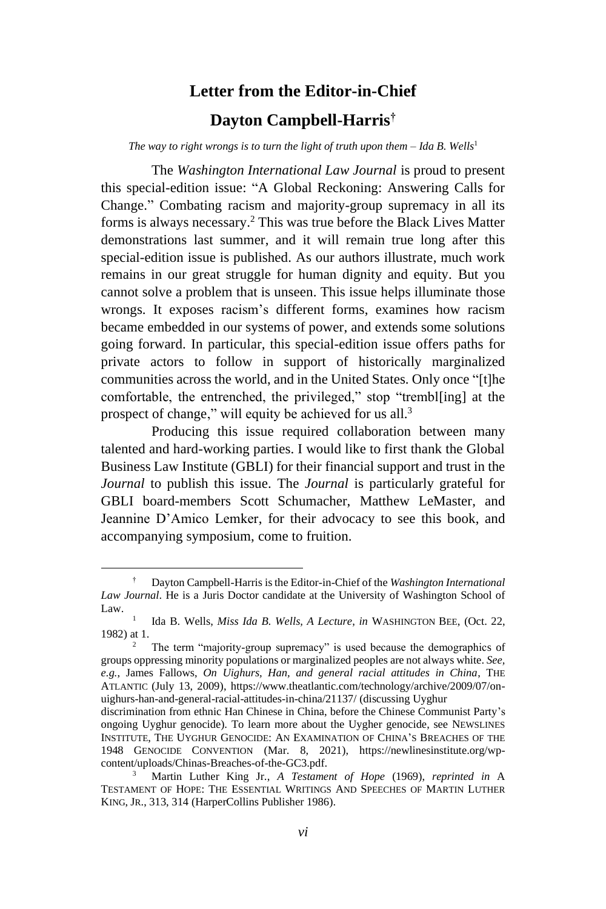# Letter from the Editor-in-Chief

## Dayton Campbell-Harris[†]

*The way to right wrongs is to turn the light of truth upon them – Ida B. Wells*[1]

The *Washington International Law Journal* is proud to present this special-edition issue: "A Global Reckoning: Answering Calls for Change." Combating racism and majority-group supremacy in all its forms is always necessary.[2] This was true before the Black Lives Matter demonstrations last summer, and it will remain true long after this special-edition issue is published. As our authors illustrate, much work remains in our great struggle for human dignity and equity. But you cannot solve a problem that is unseen. This issue helps illuminate those wrongs. It exposes racism's different forms, examines how racism became embedded in our systems of power, and extends some solutions going forward. In particular, this special-edition issue offers paths for private actors to follow in support of historically marginalized communities across the world, and in the United States. Only once "[t]he comfortable, the entrenched, the privileged," stop "trembl[ing] at the prospect of change," will equity be achieved for us all.[3]

Producing this issue required collaboration between many talented and hard-working parties. I would like to first thank the Global Business Law Institute (GBLI) for their financial support and trust in the *Journal* to publish this issue. The *Journal* is particularly grateful for GBLI board-members Scott Schumacher, Matthew LeMaster, and Jeannine D'Amico Lemker, for their advocacy to see this book, and accompanying symposium, come to fruition.

---

[†] Dayton Campbell-Harris is the Editor-in-Chief of the *Washington International Law Journal*. He is a Juris Doctor candidate at the University of Washington School of Law.

[1] Ida B. Wells, *Miss Ida B. Wells, A Lecture*, *in* WASHINGTON BEE, (Oct. 22, 1982) at 1.

[2] The term "majority-group supremacy" is used because the demographics of groups oppressing minority populations or marginalized peoples are not always white. *See, e.g.*, James Fallows, *On Uighurs, Han, and general racial attitudes in China*, THE ATLANTIC (July 13, 2009), https://www.theatlantic.com/technology/archive/2009/07/on-uighurs-han-and-general-racial-attitudes-in-china/21137/ (discussing Uyghur discrimination from ethnic Han Chinese in China, before the Chinese Communist Party's ongoing Uyghur genocide). To learn more about the Uygher genocide, see NEWSLINES INSTITUTE, THE UYGHUR GENOCIDE: AN EXAMINATION OF CHINA'S BREACHES OF THE 1948 GENOCIDE CONVENTION (Mar. 8, 2021), https://newlinesinstitute.org/wp-content/uploads/Chinas-Breaches-of-the-GC3.pdf.

[3] Martin Luther King Jr., *A Testament of Hope* (1969), *reprinted in* A TESTAMENT OF HOPE: THE ESSENTIAL WRITINGS AND SPEECHES OF MARTIN LUTHER KING, JR., 313, 314 (HarperCollins Publisher 1986).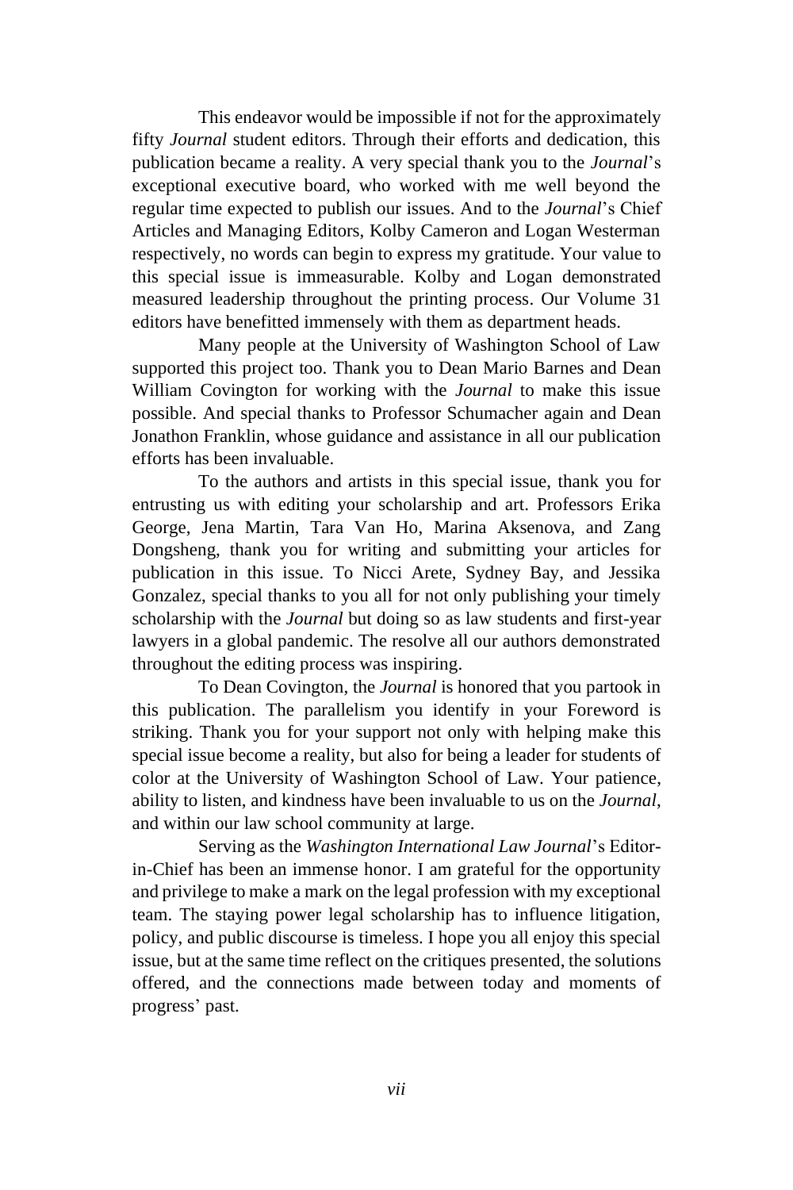This endeavor would be impossible if not for the approximately fifty *Journal* student editors. Through their efforts and dedication, this publication became a reality. A very special thank you to the *Journal*'s exceptional executive board, who worked with me well beyond the regular time expected to publish our issues. And to the *Journal*'s Chief Articles and Managing Editors, Kolby Cameron and Logan Westerman respectively, no words can begin to express my gratitude. Your value to this special issue is immeasurable. Kolby and Logan demonstrated measured leadership throughout the printing process. Our Volume 31 editors have benefitted immensely with them as department heads.

Many people at the University of Washington School of Law supported this project too. Thank you to Dean Mario Barnes and Dean William Covington for working with the *Journal* to make this issue possible. And special thanks to Professor Schumacher again and Dean Jonathon Franklin, whose guidance and assistance in all our publication efforts has been invaluable.

To the authors and artists in this special issue, thank you for entrusting us with editing your scholarship and art. Professors Erika George, Jena Martin, Tara Van Ho, Marina Aksenova, and Zang Dongsheng, thank you for writing and submitting your articles for publication in this issue. To Nicci Arete, Sydney Bay, and Jessika Gonzalez, special thanks to you all for not only publishing your timely scholarship with the *Journal* but doing so as law students and first-year lawyers in a global pandemic. The resolve all our authors demonstrated throughout the editing process was inspiring.

To Dean Covington, the *Journal* is honored that you partook in this publication. The parallelism you identify in your Foreword is striking. Thank you for your support not only with helping make this special issue become a reality, but also for being a leader for students of color at the University of Washington School of Law. Your patience, ability to listen, and kindness have been invaluable to us on the *Journal*, and within our law school community at large.

Serving as the *Washington International Law Journal*'s Editor-in-Chief has been an immense honor. I am grateful for the opportunity and privilege to make a mark on the legal profession with my exceptional team. The staying power legal scholarship has to influence litigation, policy, and public discourse is timeless. I hope you all enjoy this special issue, but at the same time reflect on the critiques presented, the solutions offered, and the connections made between today and moments of progress' past.